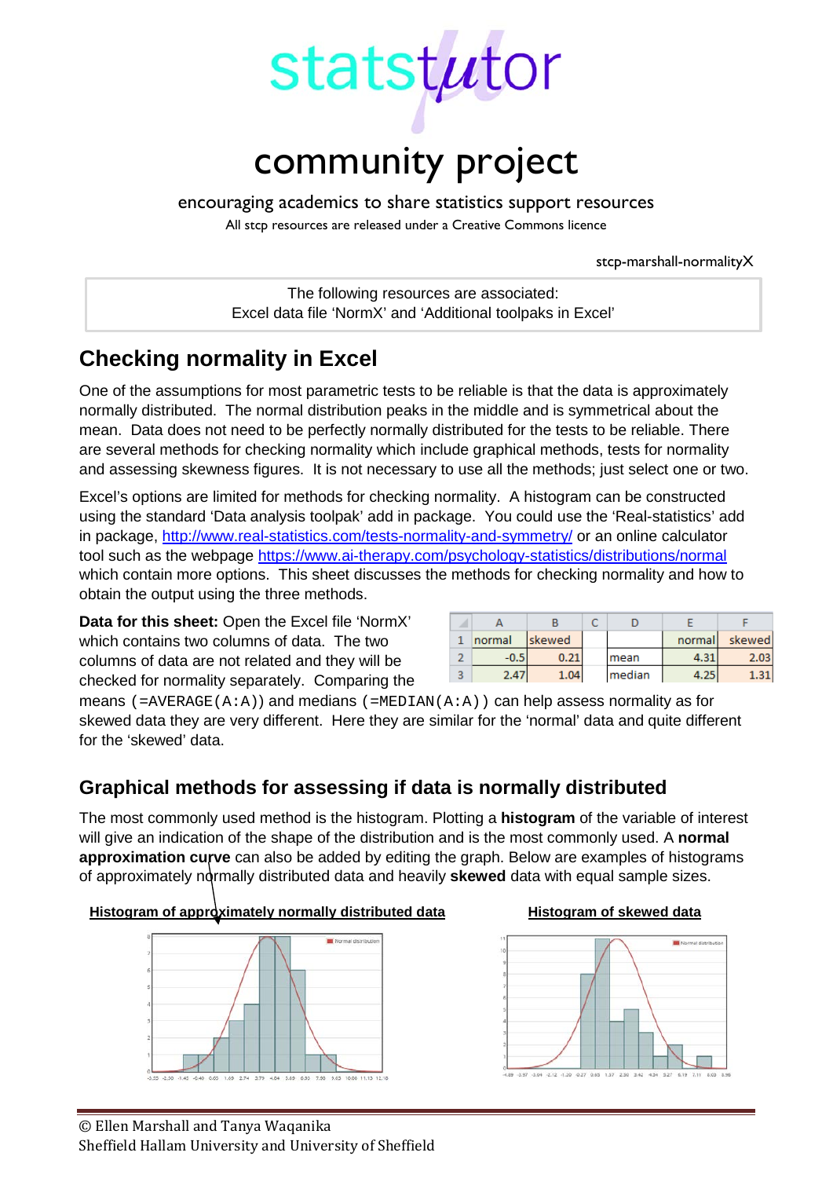# statstutor

## community project

encouraging academics to share statistics support resources

All stcp resources are released under a Creative Commons licence

stcp-marshall-normalityX

The following resources are associated:
Excel data file 'NormX' and 'Additional toolpaks in Excel'

# Checking normality in Excel

One of the assumptions for most parametric tests to be reliable is that the data is approximately normally distributed. The normal distribution peaks in the middle and is symmetrical about the mean. Data does not need to be perfectly normally distributed for the tests to be reliable. There are several methods for checking normality which include graphical methods, tests for normality and assessing skewness figures. It is not necessary to use all the methods; just select one or two.

Excel's options are limited for methods for checking normality. A histogram can be constructed using the standard 'Data analysis toolpak' add in package. You could use the 'Real-statistics' add in package, http://www.real-statistics.com/tests-normality-and-symmetry/ or an online calculator tool such as the webpage https://www.ai-therapy.com/psychology-statistics/distributions/normal which contain more options. This sheet discusses the methods for checking normality and how to obtain the output using the three methods.

**Data for this sheet:** Open the Excel file 'NormX' which contains two columns of data. The two columns of data are not related and they will be checked for normality separately. Comparing the means (`=AVERAGE(A:A)`) and medians (`=MEDIAN(A:A)`) can help assess normality as for skewed data they are very different. Here they are similar for the 'normal' data and quite different for the 'skewed' data.

| | A | B | C | D | E | F |
|---|---|---|---|---|---|---|
| 1 | normal | skewed | | | normal | skewed |
| 2 | -0.5 | 0.21 | | mean | 4.31 | 2.03 |
| 3 | 2.47 | 1.04 | | median | 4.25 | 1.31 |

## Graphical methods for assessing if data is normally distributed

The most commonly used method is the histogram. Plotting a **histogram** of the variable of interest will give an indication of the shape of the distribution and is the most commonly used. A **normal approximation curve** can also be added by editing the graph. Below are examples of histograms of approximately normally distributed data and heavily **skewed** data with equal sample sizes.

**Histogram of approximately normally distributed data**

**Histogram of skewed data**

© Ellen Marshall and Tanya Waqanika
Sheffield Hallam University and University of Sheffield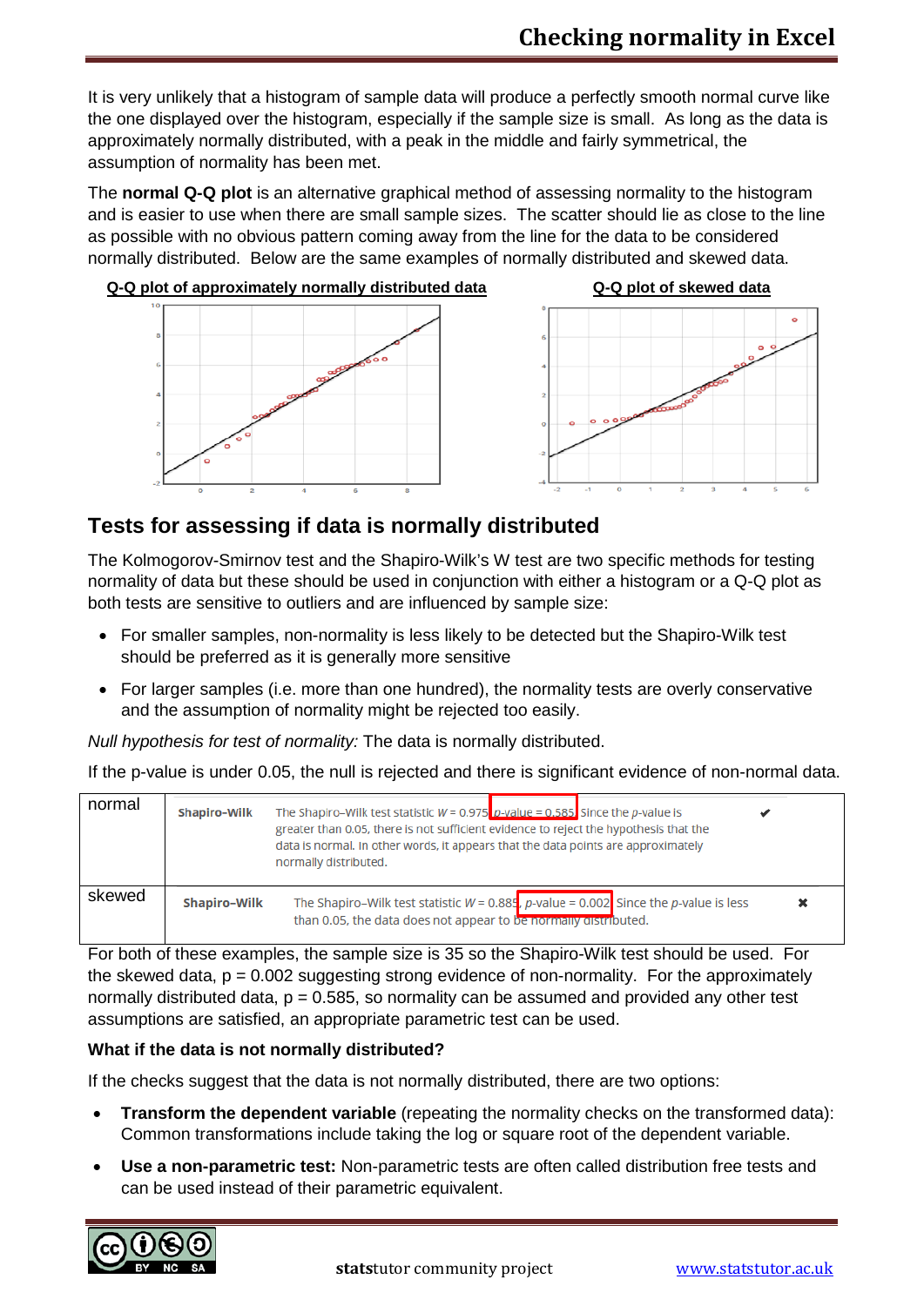It is very unlikely that a histogram of sample data will produce a perfectly smooth normal curve like the one displayed over the histogram, especially if the sample size is small. As long as the data is approximately normally distributed, with a peak in the middle and fairly symmetrical, the assumption of normality has been met.

The **normal Q-Q plot** is an alternative graphical method of assessing normality to the histogram and is easier to use when there are small sample sizes. The scatter should lie as close to the line as possible with no obvious pattern coming away from the line for the data to be considered normally distributed. Below are the same examples of normally distributed and skewed data.

**Q-Q plot of approximately normally distributed data**

**Q-Q plot of skewed data**

## Tests for assessing if data is normally distributed

The Kolmogorov-Smirnov test and the Shapiro-Wilk's W test are two specific methods for testing normality of data but these should be used in conjunction with either a histogram or a Q-Q plot as both tests are sensitive to outliers and are influenced by sample size:

- For smaller samples, non-normality is less likely to be detected but the Shapiro-Wilk test should be preferred as it is generally more sensitive
- For larger samples (i.e. more than one hundred), the normality tests are overly conservative and the assumption of normality might be rejected too easily.

*Null hypothesis for test of normality:* The data is normally distributed.

If the p-value is under 0.05, the null is rejected and there is significant evidence of non-normal data.

| | | | |
|---|---|---|---|
| normal | **Shapiro-Wilk** | The Shapiro-Wilk test statistic $W = 0.975$, $p$-value = 0.585. Since the $p$-value is greater than 0.05, there is not sufficient evidence to reject the hypothesis that the data is normal. In other words, it appears that the data points are approximately normally distributed. | ✔ |
| skewed | **Shapiro-Wilk** | The Shapiro-Wilk test statistic $W = 0.885$, $p$-value = 0.002. Since the $p$-value is less than 0.05, the data does not appear to be normally distributed. | ✖ |

For both of these examples, the sample size is 35 so the Shapiro-Wilk test should be used. For the skewed data, p = 0.002 suggesting strong evidence of non-normality. For the approximately normally distributed data, p = 0.585, so normality can be assumed and provided any other test assumptions are satisfied, an appropriate parametric test can be used.

**What if the data is not normally distributed?**

If the checks suggest that the data is not normally distributed, there are two options:

- **Transform the dependent variable** (repeating the normality checks on the transformed data): Common transformations include taking the log or square root of the dependent variable.
- **Use a non-parametric test:** Non-parametric tests are often called distribution free tests and can be used instead of their parametric equivalent.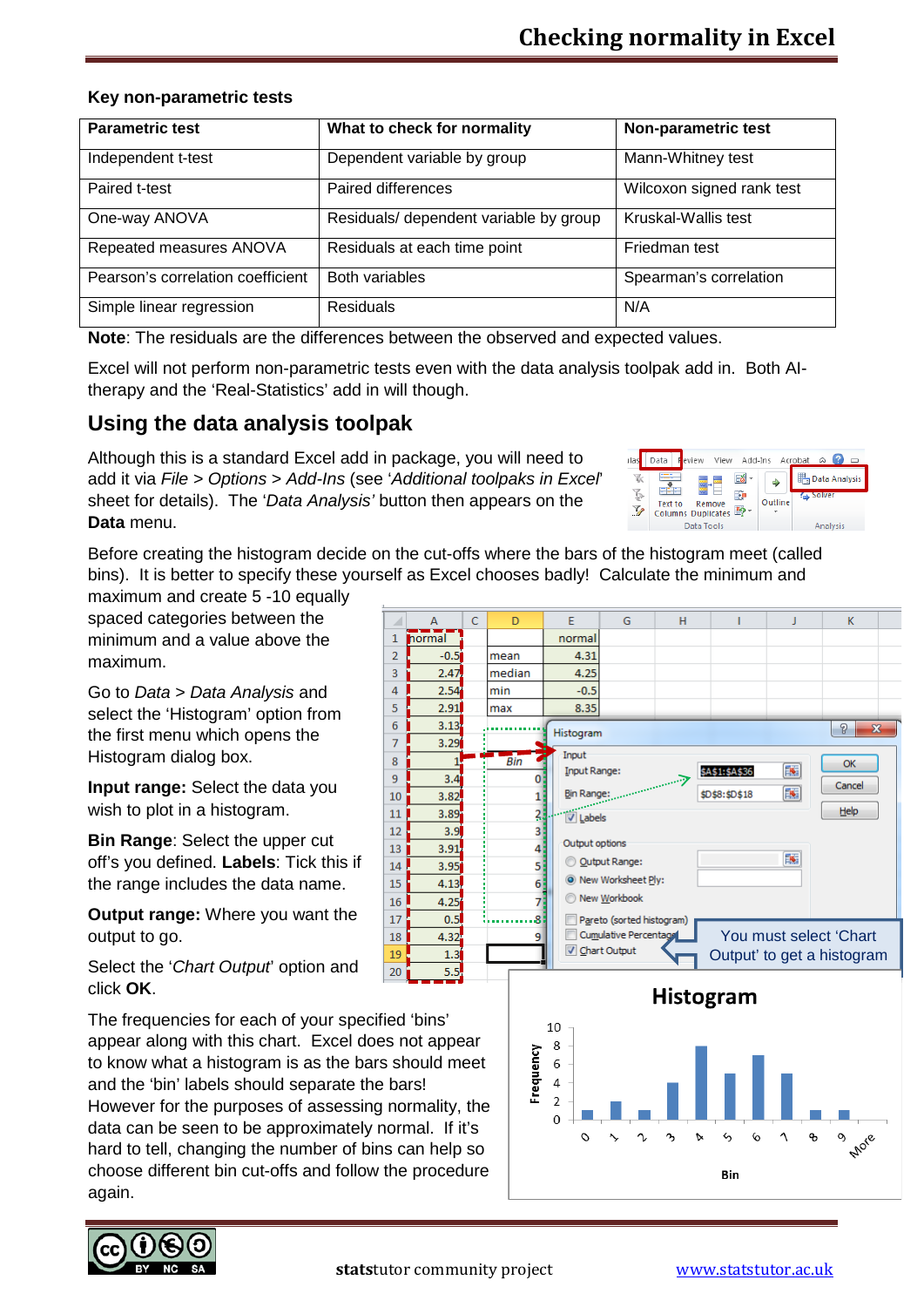### Key non-parametric tests

| Parametric test | What to check for normality | Non-parametric test |
|---|---|---|
| Independent t-test | Dependent variable by group | Mann-Whitney test |
| Paired t-test | Paired differences | Wilcoxon signed rank test |
| One-way ANOVA | Residuals/ dependent variable by group | Kruskal-Wallis test |
| Repeated measures ANOVA | Residuals at each time point | Friedman test |
| Pearson's correlation coefficient | Both variables | Spearman's correlation |
| Simple linear regression | Residuals | N/A |

**Note**: The residuals are the differences between the observed and expected values.

Excel will not perform non-parametric tests even with the data analysis toolpak add in. Both AI-therapy and the 'Real-Statistics' add in will though.

## Using the data analysis toolpak

Although this is a standard Excel add in package, you will need to add it via *File > Options > Add-Ins* (see '*Additional toolpaks in Excel*' sheet for details). The '*Data Analysis'* button then appears on the **Data** menu.

Before creating the histogram decide on the cut-offs where the bars of the histogram meet (called bins). It is better to specify these yourself as Excel chooses badly! Calculate the minimum and maximum and create 5 -10 equally spaced categories between the minimum and a value above the maximum.

Go to *Data* > *Data Analysis* and select the 'Histogram' option from the first menu which opens the Histogram dialog box.

**Input range:** Select the data you wish to plot in a histogram.

**Bin Range**: Select the upper cut off's you defined. **Labels**: Tick this if the range includes the data name.

**Output range:** Where you want the output to go.

Select the '*Chart Output*' option and click **OK**.

You must select 'Chart Output' to get a histogram

The frequencies for each of your specified 'bins' appear along with this chart. Excel does not appear to know what a histogram is as the bars should meet and the 'bin' labels should separate the bars! However for the purposes of assessing normality, the data can be seen to be approximately normal. If it's hard to tell, changing the number of bins can help so choose different bin cut-offs and follow the procedure again.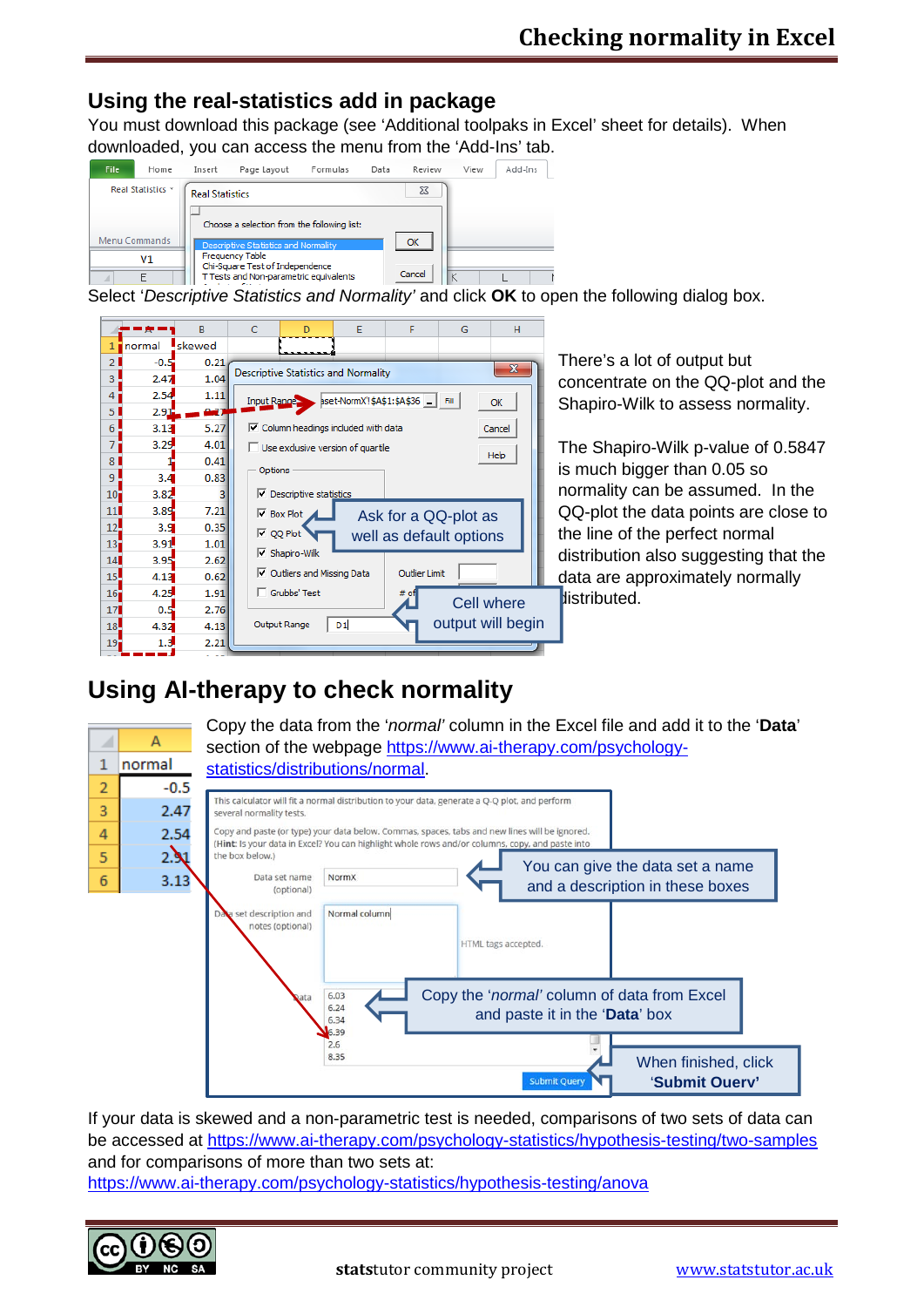## Using the real-statistics add in package

You must download this package (see 'Additional toolpaks in Excel' sheet for details). When downloaded, you can access the menu from the 'Add-Ins' tab.

Select '*Descriptive Statistics and Normality*' and click **OK** to open the following dialog box.

Ask for a QQ-plot as well as default options

Cell where output will begin

There's a lot of output but concentrate on the QQ-plot and the Shapiro-Wilk to assess normality.

The Shapiro-Wilk p-value of 0.5847 is much bigger than 0.05 so normality can be assumed. In the QQ-plot the data points are close to the line of the perfect normal distribution also suggesting that the data are approximately normally distributed.

## Using AI-therapy to check normality

Copy the data from the '*normal*' column in the Excel file and add it to the '**Data**' section of the webpage https://www.ai-therapy.com/psychology-statistics/distributions/normal.

You can give the data set a name and a description in these boxes

Copy the '*normal*' column of data from Excel and paste it in the '**Data**' box

When finished, click '**Submit Query**'

If your data is skewed and a non-parametric test is needed, comparisons of two sets of data can be accessed at https://www.ai-therapy.com/psychology-statistics/hypothesis-testing/two-samples and for comparisons of more than two sets at:
https://www.ai-therapy.com/psychology-statistics/hypothesis-testing/anova